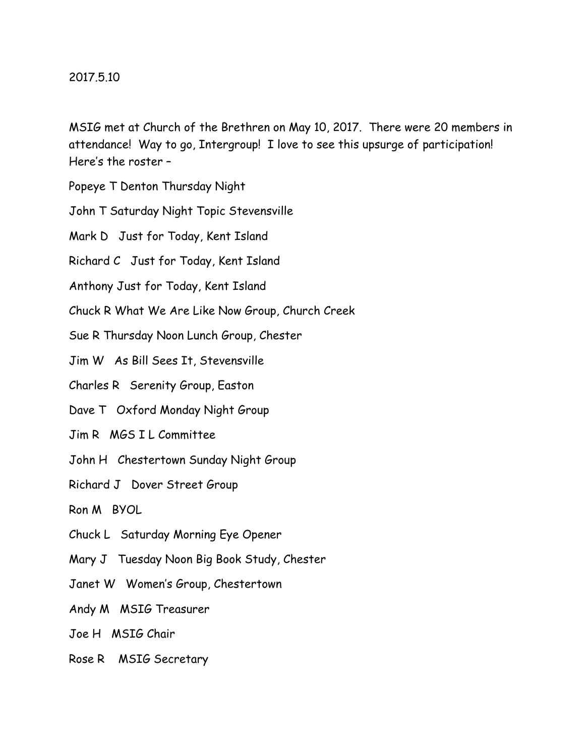2017.5.10

MSIG met at Church of the Brethren on May 10, 2017. There were 20 members in attendance! Way to go, Intergroup! I love to see this upsurge of participation! Here's the roster –

Popeye T Denton Thursday Night

John T Saturday Night Topic Stevensville

Mark D Just for Today, Kent Island

Richard C Just for Today, Kent Island

Anthony Just for Today, Kent Island

Chuck R What We Are Like Now Group, Church Creek

Sue R Thursday Noon Lunch Group, Chester

Jim W As Bill Sees It, Stevensville

Charles R Serenity Group, Easton

Dave T Oxford Monday Night Group

Jim R MGS I L Committee

John H Chestertown Sunday Night Group

Richard J Dover Street Group

Ron M BYOL

Chuck L Saturday Morning Eye Opener

Mary J Tuesday Noon Big Book Study, Chester

Janet W Women's Group, Chestertown

Andy M MSIG Treasurer

Joe H MSIG Chair

Rose R MSIG Secretary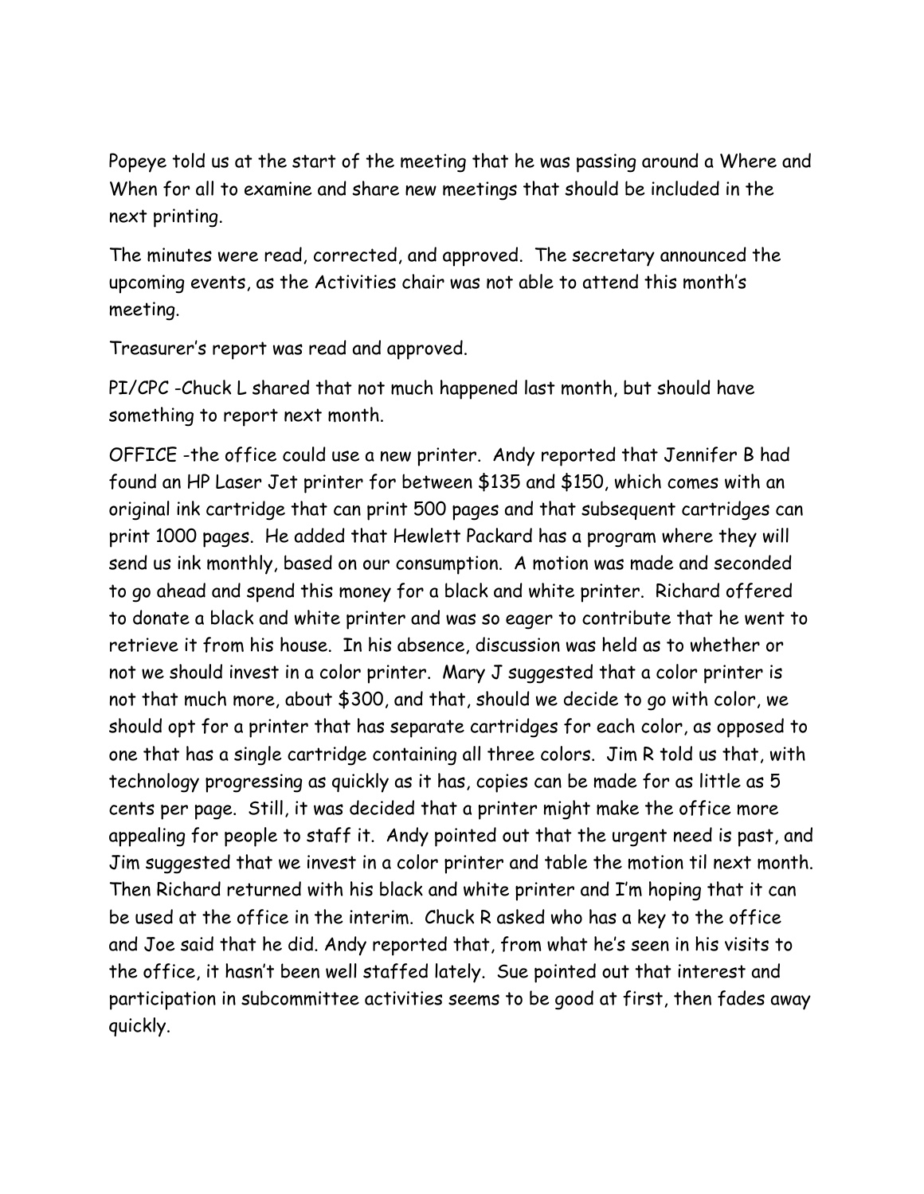Popeye told us at the start of the meeting that he was passing around a Where and When for all to examine and share new meetings that should be included in the next printing.

The minutes were read, corrected, and approved. The secretary announced the upcoming events, as the Activities chair was not able to attend this month's meeting.

Treasurer's report was read and approved.

PI/CPC -Chuck L shared that not much happened last month, but should have something to report next month.

OFFICE -the office could use a new printer. Andy reported that Jennifer B had found an HP Laser Jet printer for between $135 and $150, which comes with an original ink cartridge that can print 500 pages and that subsequent cartridges can print 1000 pages. He added that Hewlett Packard has a program where they will send us ink monthly, based on our consumption. A motion was made and seconded to go ahead and spend this money for a black and white printer. Richard offered to donate a black and white printer and was so eager to contribute that he went to retrieve it from his house. In his absence, discussion was held as to whether or not we should invest in a color printer. Mary J suggested that a color printer is not that much more, about $300, and that, should we decide to go with color, we should opt for a printer that has separate cartridges for each color, as opposed to one that has a single cartridge containing all three colors. Jim R told us that, with technology progressing as quickly as it has, copies can be made for as little as 5 cents per page. Still, it was decided that a printer might make the office more appealing for people to staff it. Andy pointed out that the urgent need is past, and Jim suggested that we invest in a color printer and table the motion til next month. Then Richard returned with his black and white printer and I'm hoping that it can be used at the office in the interim. Chuck R asked who has a key to the office and Joe said that he did. Andy reported that, from what he's seen in his visits to the office, it hasn't been well staffed lately. Sue pointed out that interest and participation in subcommittee activities seems to be good at first, then fades away quickly.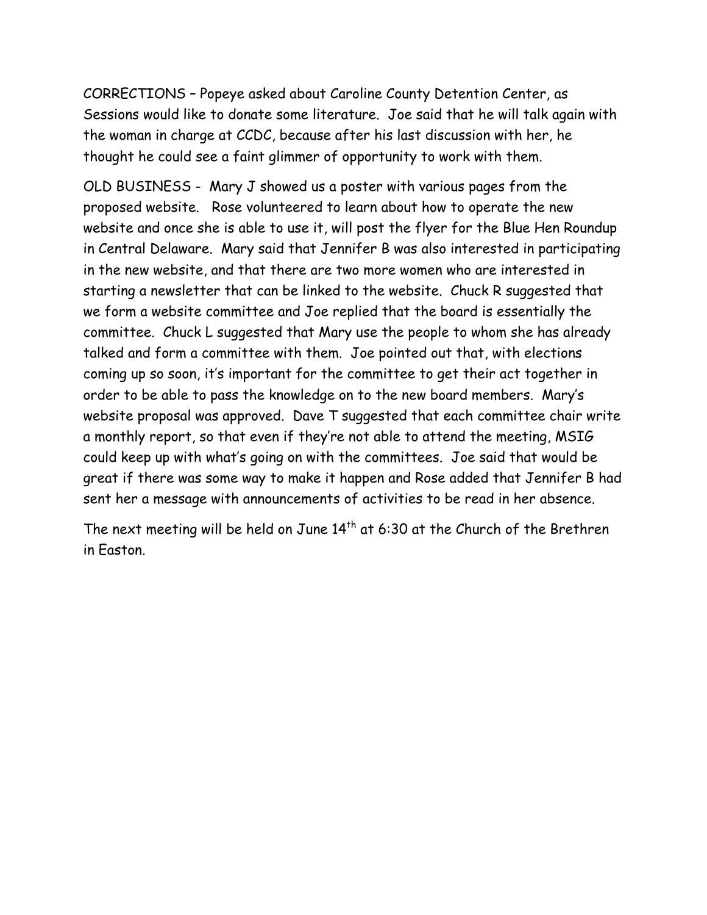CORRECTIONS – Popeye asked about Caroline County Detention Center, as Sessions would like to donate some literature. Joe said that he will talk again with the woman in charge at CCDC, because after his last discussion with her, he thought he could see a faint glimmer of opportunity to work with them.

OLD BUSINESS - Mary J showed us a poster with various pages from the proposed website. Rose volunteered to learn about how to operate the new website and once she is able to use it, will post the flyer for the Blue Hen Roundup in Central Delaware. Mary said that Jennifer B was also interested in participating in the new website, and that there are two more women who are interested in starting a newsletter that can be linked to the website. Chuck R suggested that we form a website committee and Joe replied that the board is essentially the committee. Chuck L suggested that Mary use the people to whom she has already talked and form a committee with them. Joe pointed out that, with elections coming up so soon, it's important for the committee to get their act together in order to be able to pass the knowledge on to the new board members. Mary's website proposal was approved. Dave T suggested that each committee chair write a monthly report, so that even if they're not able to attend the meeting, MSIG could keep up with what's going on with the committees. Joe said that would be great if there was some way to make it happen and Rose added that Jennifer B had sent her a message with announcements of activities to be read in her absence.

The next meeting will be held on June 14th at 6:30 at the Church of the Brethren in Easton.